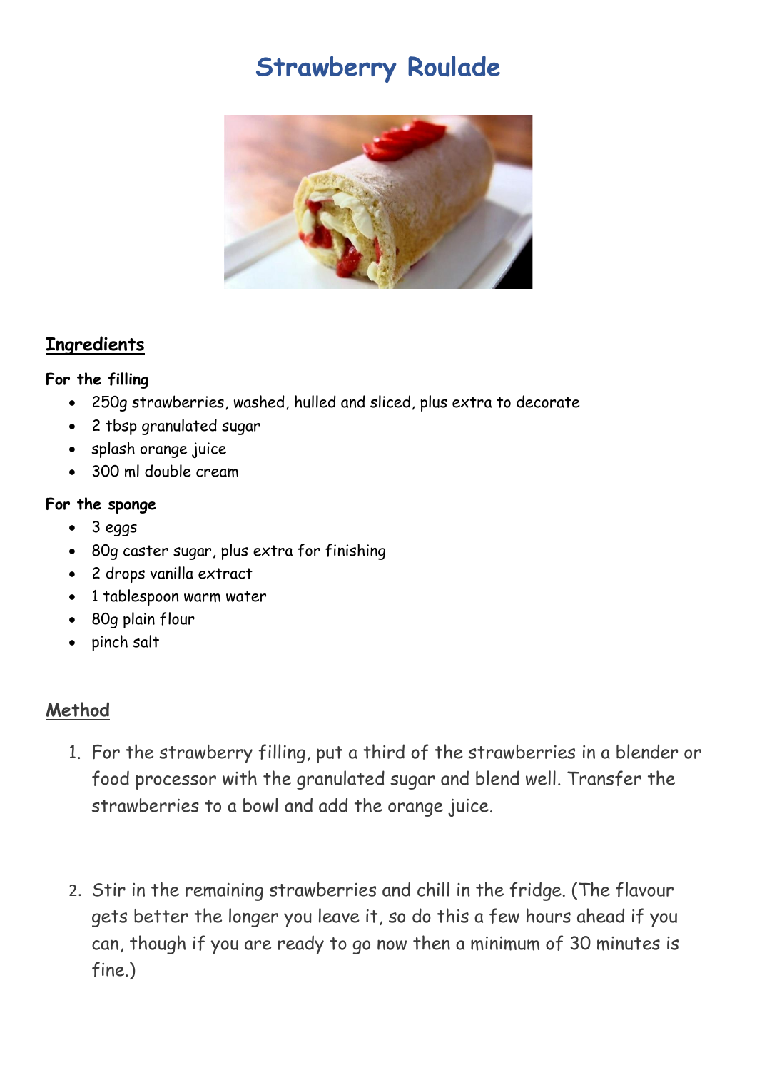# Strawberry Roulade

## Ingredients

**For the filling**

- 250g strawberries, washed, hulled and sliced, plus extra to decorate
- 2 tbsp granulated sugar
- splash orange juice
- 300 ml double cream

**For the sponge**

- 3 eggs
- 80g caster sugar, plus extra for finishing
- 2 drops vanilla extract
- 1 tablespoon warm water
- 80g plain flour
- pinch salt

## Method

1. For the strawberry filling, put a third of the strawberries in a blender or food processor with the granulated sugar and blend well. Transfer the strawberries to a bowl and add the orange juice.

2. Stir in the remaining strawberries and chill in the fridge. (The flavour gets better the longer you leave it, so do this a few hours ahead if you can, though if you are ready to go now then a minimum of 30 minutes is fine.)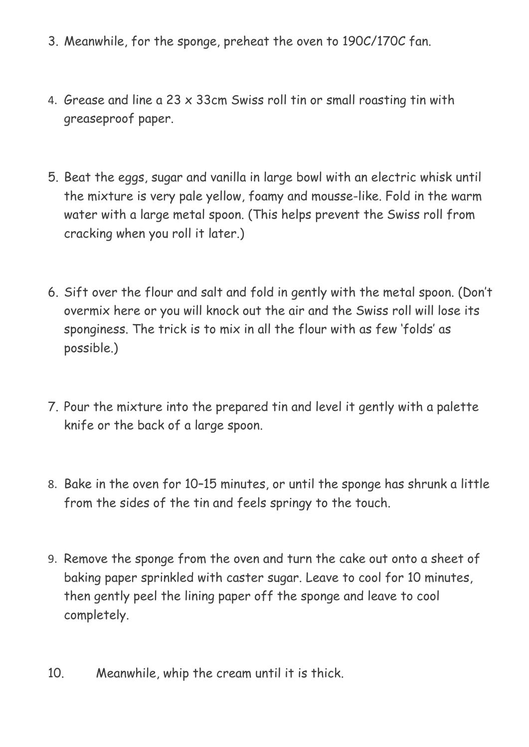3. Meanwhile, for the sponge, preheat the oven to 190C/170C fan.

4. Grease and line a 23 x 33cm Swiss roll tin or small roasting tin with greaseproof paper.

5. Beat the eggs, sugar and vanilla in large bowl with an electric whisk until the mixture is very pale yellow, foamy and mousse-like. Fold in the warm water with a large metal spoon. (This helps prevent the Swiss roll from cracking when you roll it later.)

6. Sift over the flour and salt and fold in gently with the metal spoon. (Don't overmix here or you will knock out the air and the Swiss roll will lose its sponginess. The trick is to mix in all the flour with as few 'folds' as possible.)

7. Pour the mixture into the prepared tin and level it gently with a palette knife or the back of a large spoon.

8. Bake in the oven for 10–15 minutes, or until the sponge has shrunk a little from the sides of the tin and feels springy to the touch.

9. Remove the sponge from the oven and turn the cake out onto a sheet of baking paper sprinkled with caster sugar. Leave to cool for 10 minutes, then gently peel the lining paper off the sponge and leave to cool completely.

10. Meanwhile, whip the cream until it is thick.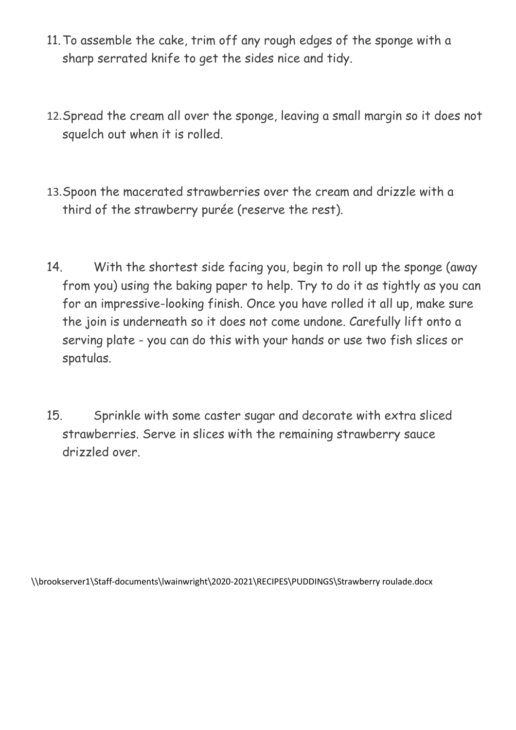11. To assemble the cake, trim off any rough edges of the sponge with a sharp serrated knife to get the sides nice and tidy.

12. Spread the cream all over the sponge, leaving a small margin so it does not squelch out when it is rolled.

13. Spoon the macerated strawberries over the cream and drizzle with a third of the strawberry purée (reserve the rest).

14. With the shortest side facing you, begin to roll up the sponge (away from you) using the baking paper to help. Try to do it as tightly as you can for an impressive-looking finish. Once you have rolled it all up, make sure the join is underneath so it does not come undone. Carefully lift onto a serving plate - you can do this with your hands or use two fish slices or spatulas.

15. Sprinkle with some caster sugar and decorate with extra sliced strawberries. Serve in slices with the remaining strawberry sauce drizzled over.